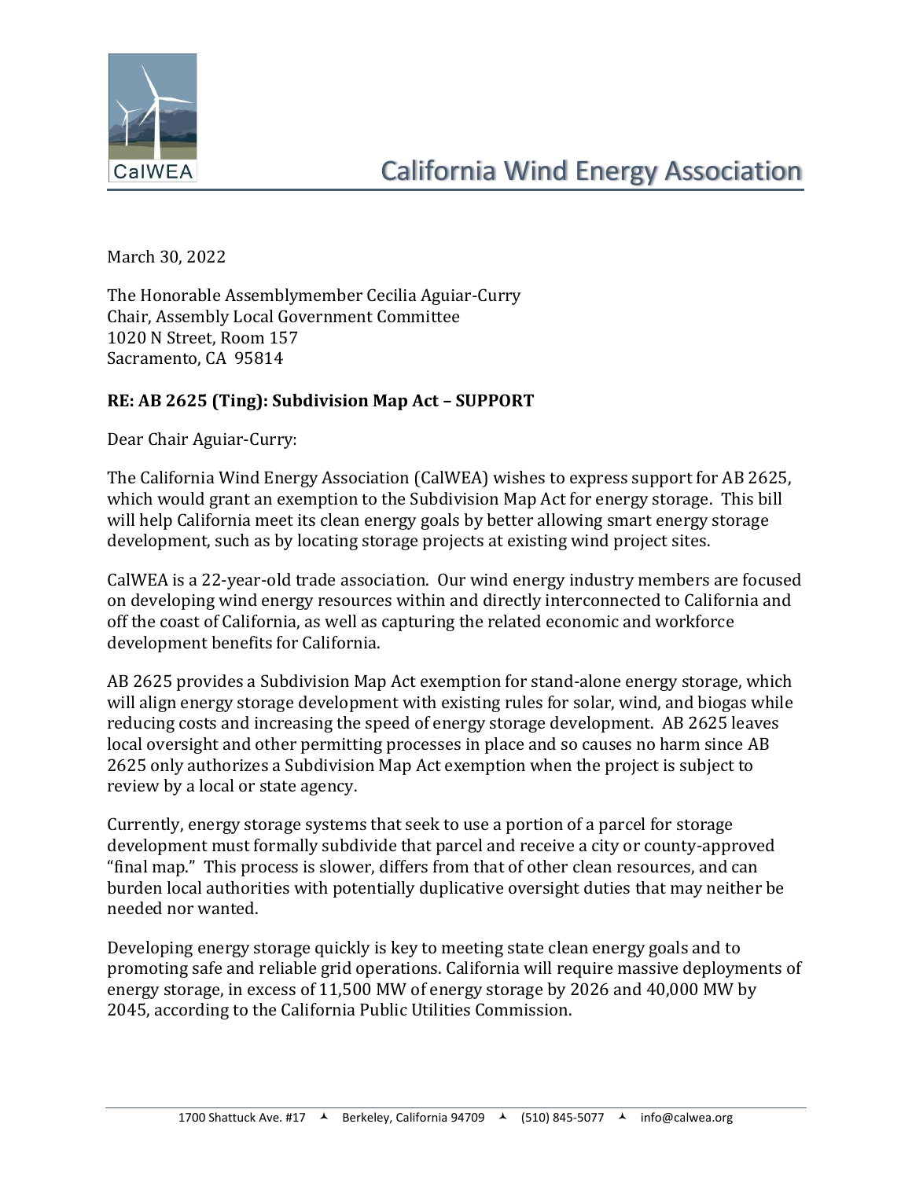# California Wind Energy Association

March 30, 2022

The Honorable Assemblymember Cecilia Aguiar-Curry
Chair, Assembly Local Government Committee
1020 N Street, Room 157
Sacramento, CA 95814

**RE: AB 2625 (Ting): Subdivision Map Act – SUPPORT**

Dear Chair Aguiar-Curry:

The California Wind Energy Association (CalWEA) wishes to express support for AB 2625, which would grant an exemption to the Subdivision Map Act for energy storage. This bill will help California meet its clean energy goals by better allowing smart energy storage development, such as by locating storage projects at existing wind project sites.

CalWEA is a 22-year-old trade association. Our wind energy industry members are focused on developing wind energy resources within and directly interconnected to California and off the coast of California, as well as capturing the related economic and workforce development benefits for California.

AB 2625 provides a Subdivision Map Act exemption for stand-alone energy storage, which will align energy storage development with existing rules for solar, wind, and biogas while reducing costs and increasing the speed of energy storage development. AB 2625 leaves local oversight and other permitting processes in place and so causes no harm since AB 2625 only authorizes a Subdivision Map Act exemption when the project is subject to review by a local or state agency.

Currently, energy storage systems that seek to use a portion of a parcel for storage development must formally subdivide that parcel and receive a city or county-approved "final map." This process is slower, differs from that of other clean resources, and can burden local authorities with potentially duplicative oversight duties that may neither be needed nor wanted.

Developing energy storage quickly is key to meeting state clean energy goals and to promoting safe and reliable grid operations. California will require massive deployments of energy storage, in excess of 11,500 MW of energy storage by 2026 and 40,000 MW by 2045, according to the California Public Utilities Commission.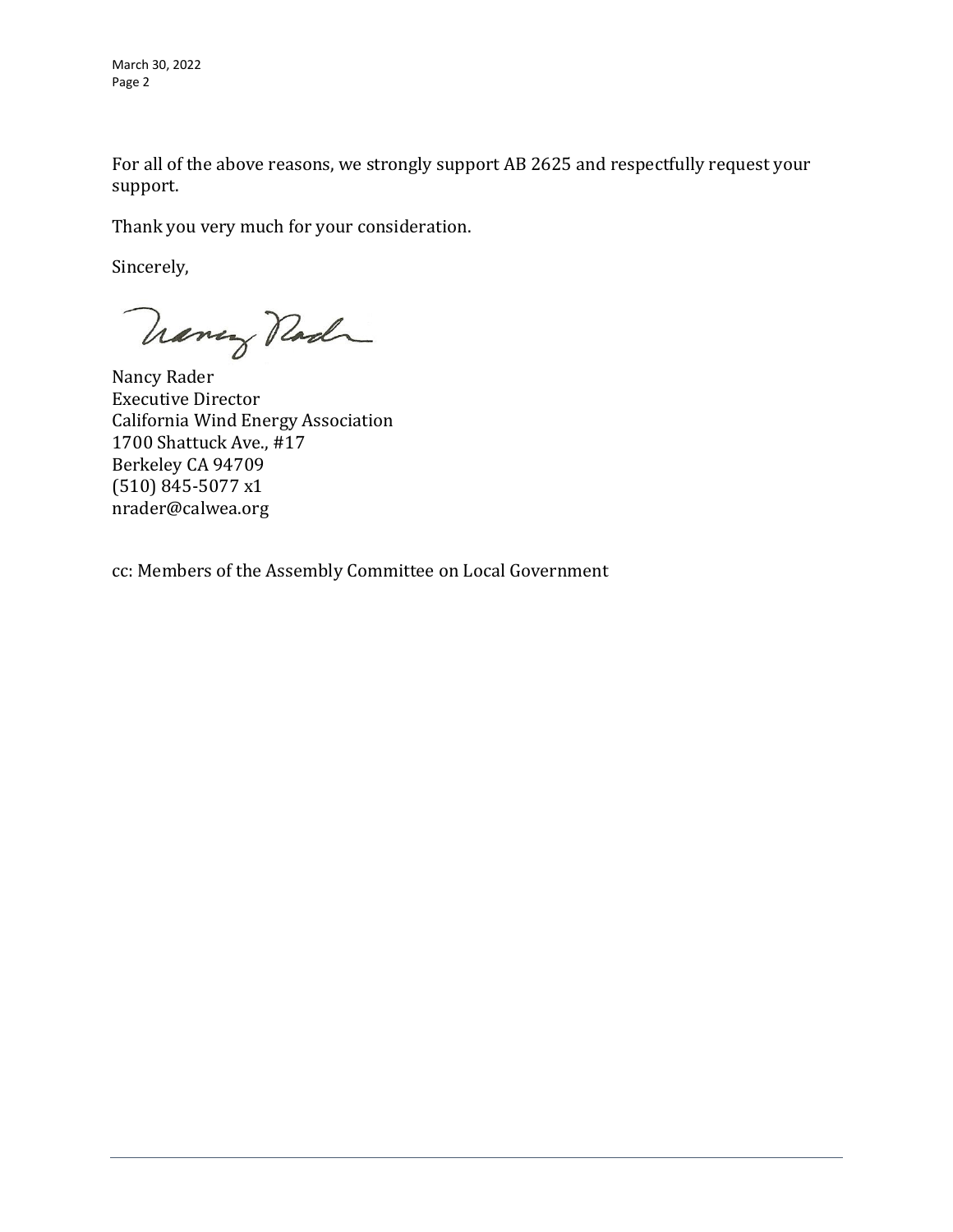For all of the above reasons, we strongly support AB 2625 and respectfully request your support.

Thank you very much for your consideration.

Sincerely,

Nancy Rader
Executive Director
California Wind Energy Association
1700 Shattuck Ave., #17
Berkeley CA 94709
(510) 845-5077 x1
nrader@calwea.org

cc: Members of the Assembly Committee on Local Government